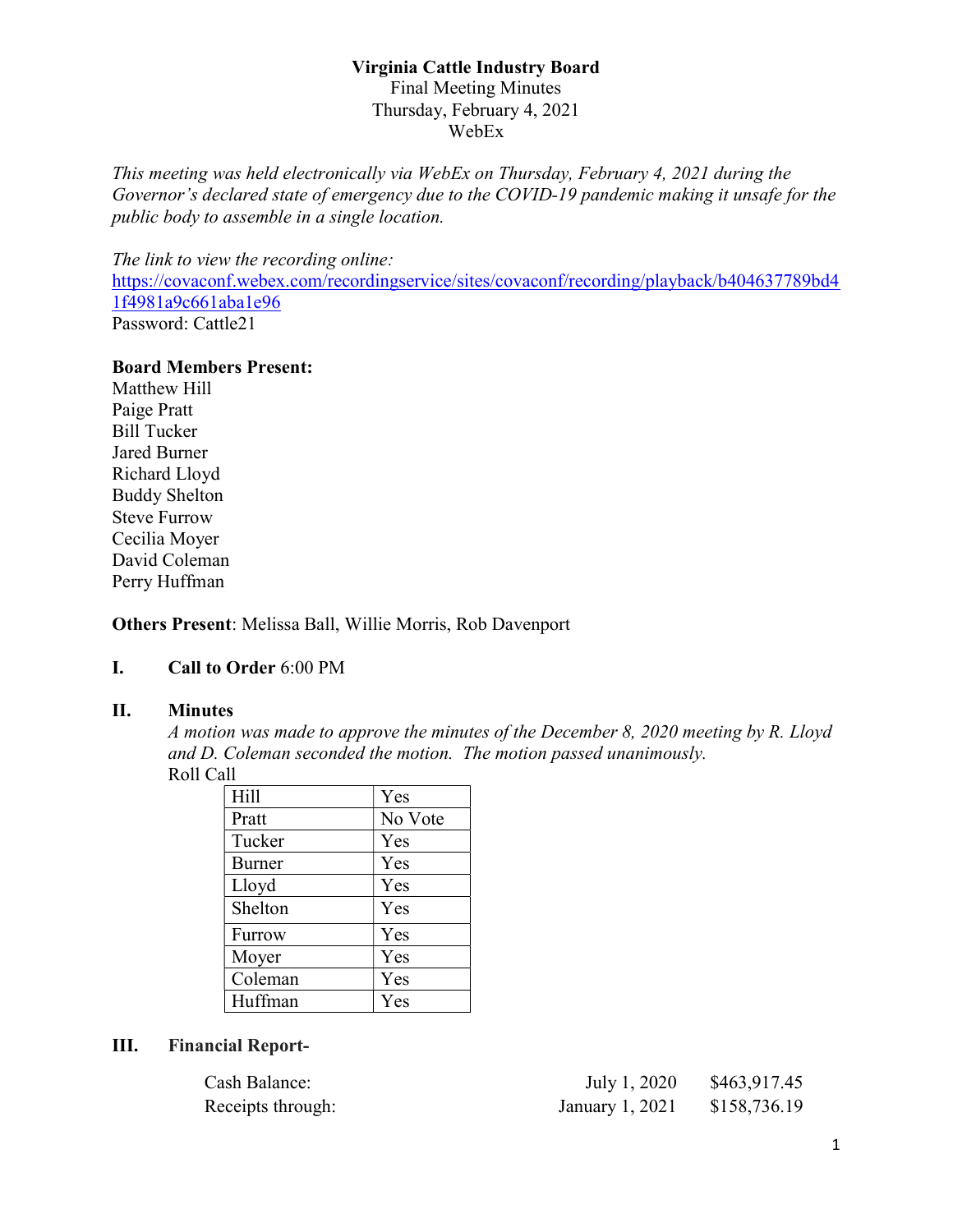**Virginia Cattle Industry Board**
Final Meeting Minutes
Thursday, February 4, 2021
WebEx

*This meeting was held electronically via WebEx on Thursday, February 4, 2021 during the Governor's declared state of emergency due to the COVID-19 pandemic making it unsafe for the public body to assemble in a single location.*

*The link to view the recording online:*
https://covaconf.webex.com/recordingservice/sites/covaconf/recording/playback/b404637789bd41f4981a9c661aba1e96
Password: Cattle21

**Board Members Present:**
Matthew Hill
Paige Pratt
Bill Tucker
Jared Burner
Richard Lloyd
Buddy Shelton
Steve Furrow
Cecilia Moyer
David Coleman
Perry Huffman

**Others Present**: Melissa Ball, Willie Morris, Rob Davenport

**I. Call to Order** 6:00 PM

**II. Minutes**

*A motion was made to approve the minutes of the December 8, 2020 meeting by R. Lloyd and D. Coleman seconded the motion. The motion passed unanimously.*

Roll Call

| | |
|---|---|
| Hill | Yes |
| Pratt | No Vote |
| Tucker | Yes |
| Burner | Yes |
| Lloyd | Yes |
| Shelton | Yes |
| Furrow | Yes |
| Moyer | Yes |
| Coleman | Yes |
| Huffman | Yes |

**III. Financial Report-**

| | | |
|---|---|---|
| Cash Balance: | July 1, 2020 | $463,917.45 |
| Receipts through: | January 1, 2021 | $158,736.19 |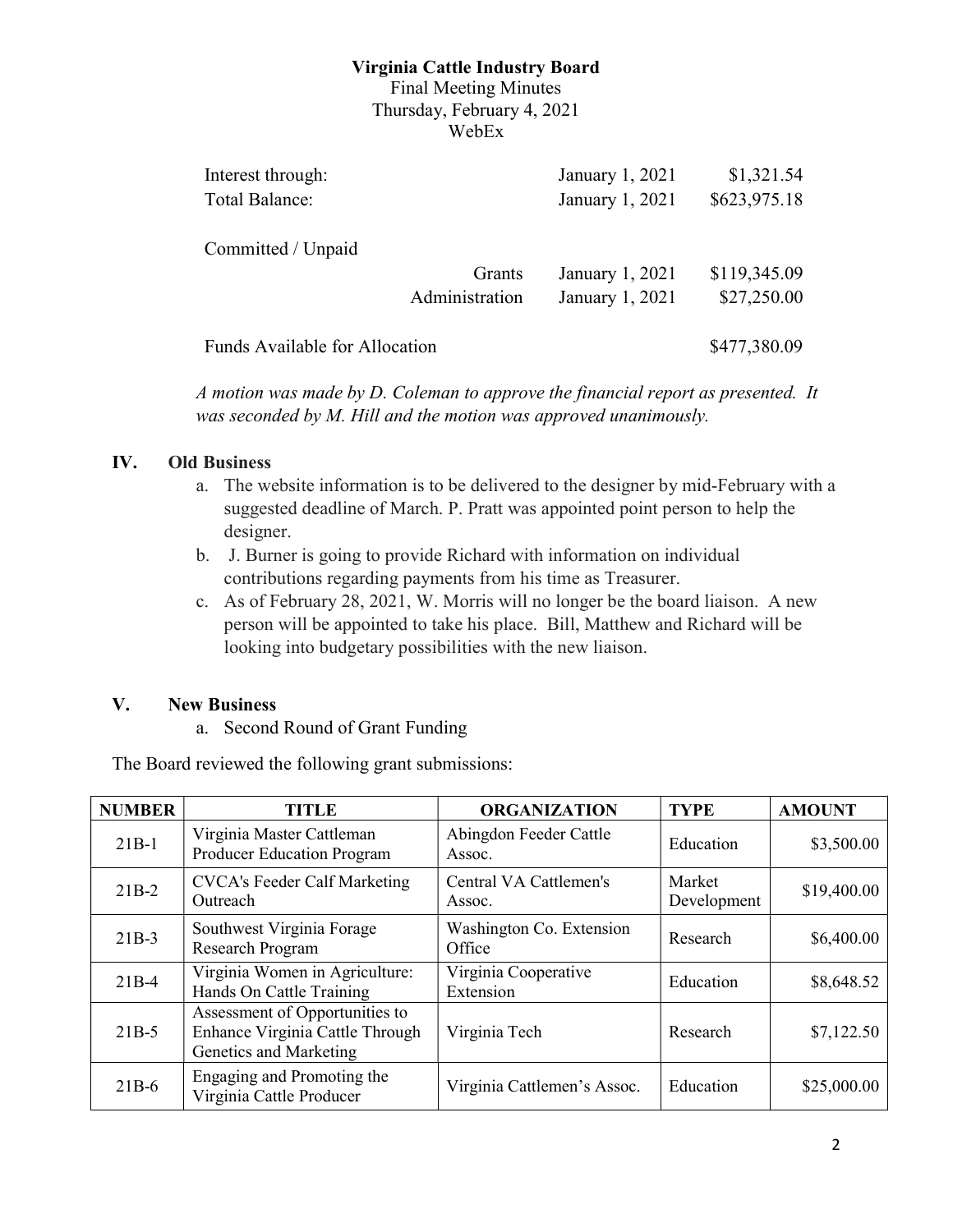**Virginia Cattle Industry Board**
Final Meeting Minutes
Thursday, February 4, 2021
WebEx

| | | | |
|---|---|---|---|
| Interest through: | | January 1, 2021 | $1,321.54 |
| Total Balance: | | January 1, 2021 | $623,975.18 |
| Committed / Unpaid | | | |
| | Grants | January 1, 2021 | $119,345.09 |
| | Administration | January 1, 2021 | $27,250.00 |
| Funds Available for Allocation | | | $477,380.09 |

*A motion was made by D. Coleman to approve the financial report as presented. It was seconded by M. Hill and the motion was approved unanimously.*

## IV. Old Business

a. The website information is to be delivered to the designer by mid-February with a suggested deadline of March. P. Pratt was appointed point person to help the designer.

b. J. Burner is going to provide Richard with information on individual contributions regarding payments from his time as Treasurer.

c. As of February 28, 2021, W. Morris will no longer be the board liaison. A new person will be appointed to take his place. Bill, Matthew and Richard will be looking into budgetary possibilities with the new liaison.

## V. New Business

a. Second Round of Grant Funding

The Board reviewed the following grant submissions:

| NUMBER | TITLE | ORGANIZATION | TYPE | AMOUNT |
|---|---|---|---|---|
| 21B-1 | Virginia Master Cattleman Producer Education Program | Abingdon Feeder Cattle Assoc. | Education | $3,500.00 |
| 21B-2 | CVCA's Feeder Calf Marketing Outreach | Central VA Cattlemen's Assoc. | Market Development | $19,400.00 |
| 21B-3 | Southwest Virginia Forage Research Program | Washington Co. Extension Office | Research | $6,400.00 |
| 21B-4 | Virginia Women in Agriculture: Hands On Cattle Training | Virginia Cooperative Extension | Education | $8,648.52 |
| 21B-5 | Assessment of Opportunities to Enhance Virginia Cattle Through Genetics and Marketing | Virginia Tech | Research | $7,122.50 |
| 21B-6 | Engaging and Promoting the Virginia Cattle Producer | Virginia Cattlemen's Assoc. | Education | $25,000.00 |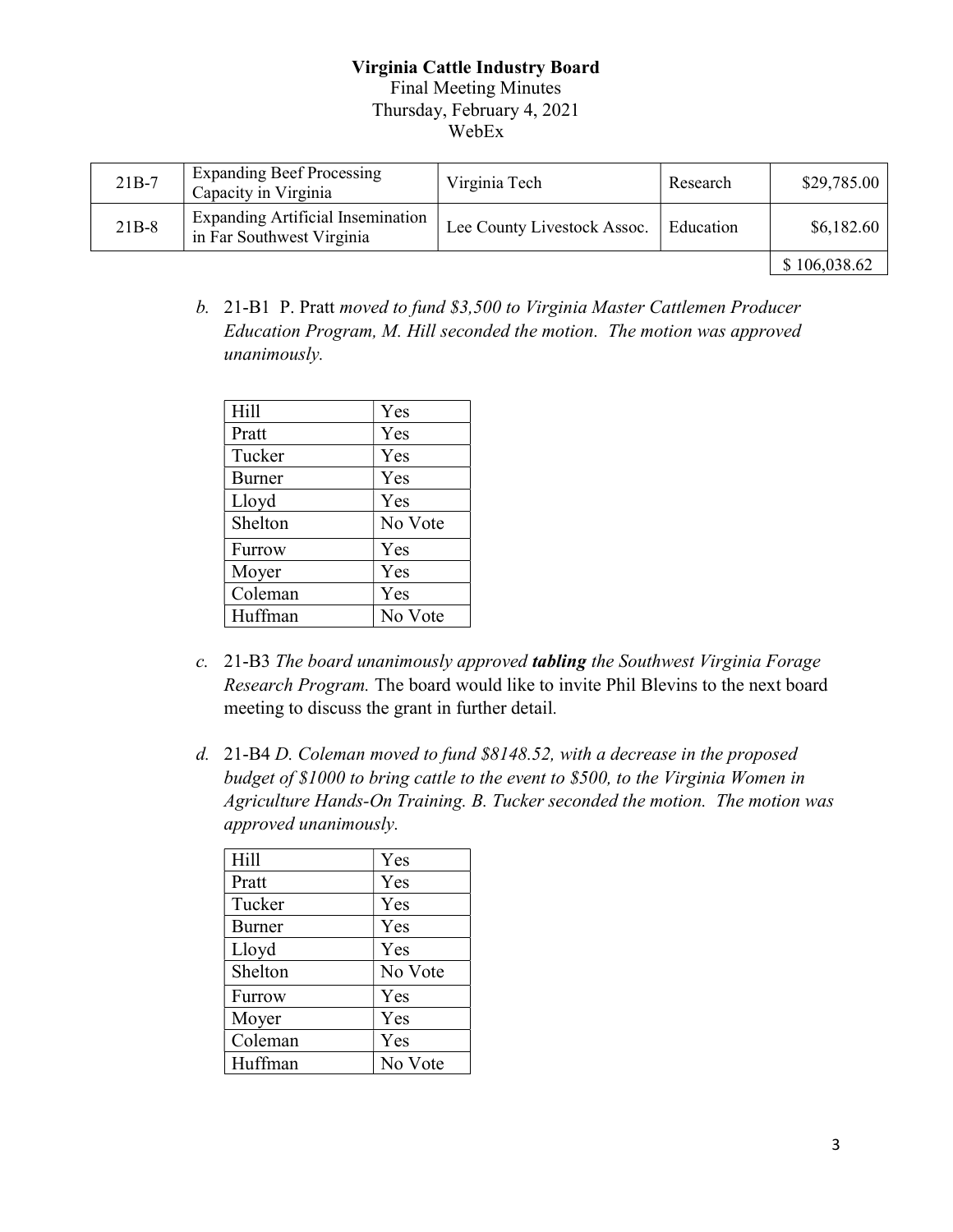**Virginia Cattle Industry Board**
Final Meeting Minutes
Thursday, February 4, 2021
WebEx

| | | | | |
|---|---|---|---|---|
| 21B-7 | Expanding Beef Processing Capacity in Virginia | Virginia Tech | Research | $29,785.00 |
| 21B-8 | Expanding Artificial Insemination in Far Southwest Virginia | Lee County Livestock Assoc. | Education | $6,182.60 |
| | | | | $ 106,038.62 |

*b.* 21-B1 P. Pratt *moved to fund $3,500 to Virginia Master Cattlemen Producer Education Program, M. Hill seconded the motion. The motion was approved unanimously.*

| | |
|---|---|
| Hill | Yes |
| Pratt | Yes |
| Tucker | Yes |
| Burner | Yes |
| Lloyd | Yes |
| Shelton | No Vote |
| Furrow | Yes |
| Moyer | Yes |
| Coleman | Yes |
| Huffman | No Vote |

*c.* 21-B3 *The board unanimously approved **tabling** the Southwest Virginia Forage Research Program.* The board would like to invite Phil Blevins to the next board meeting to discuss the grant in further detail.

*d.* 21-B4 *D. Coleman moved to fund $8148.52, with a decrease in the proposed budget of $1000 to bring cattle to the event to $500, to the Virginia Women in Agriculture Hands-On Training. B. Tucker seconded the motion. The motion was approved unanimously.*

| | |
|---|---|
| Hill | Yes |
| Pratt | Yes |
| Tucker | Yes |
| Burner | Yes |
| Lloyd | Yes |
| Shelton | No Vote |
| Furrow | Yes |
| Moyer | Yes |
| Coleman | Yes |
| Huffman | No Vote |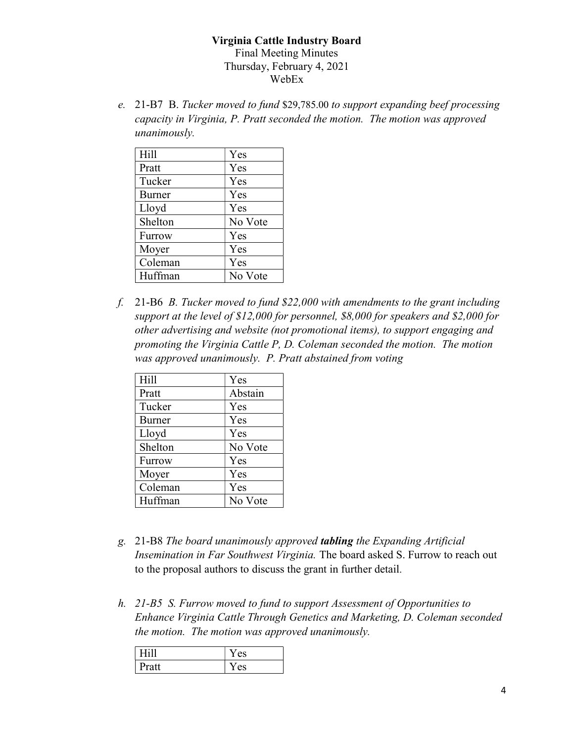e. 21-B7 B. *Tucker moved to fund* $29,785.00 *to support expanding beef processing capacity in Virginia, P. Pratt seconded the motion. The motion was approved unanimously.*

| Hill | Yes |
|---|---|
| Pratt | Yes |
| Tucker | Yes |
| Burner | Yes |
| Lloyd | Yes |
| Shelton | No Vote |
| Furrow | Yes |
| Moyer | Yes |
| Coleman | Yes |
| Huffman | No Vote |

f. 21-B6 *B. Tucker moved to fund $22,000 with amendments to the grant including support at the level of $12,000 for personnel, $8,000 for speakers and $2,000 for other advertising and website (not promotional items), to support engaging and promoting the Virginia Cattle P, D. Coleman seconded the motion. The motion was approved unanimously. P. Pratt abstained from voting*

| Hill | Yes |
|---|---|
| Pratt | Abstain |
| Tucker | Yes |
| Burner | Yes |
| Lloyd | Yes |
| Shelton | No Vote |
| Furrow | Yes |
| Moyer | Yes |
| Coleman | Yes |
| Huffman | No Vote |

g. 21-B8 *The board unanimously approved **tabling** the Expanding Artificial Insemination in Far Southwest Virginia.* The board asked S. Furrow to reach out to the proposal authors to discuss the grant in further detail.

h. *21-B5 S. Furrow moved to fund to support Assessment of Opportunities to Enhance Virginia Cattle Through Genetics and Marketing, D. Coleman seconded the motion. The motion was approved unanimously.*

| Hill | Yes |
|---|---|
| Pratt | Yes |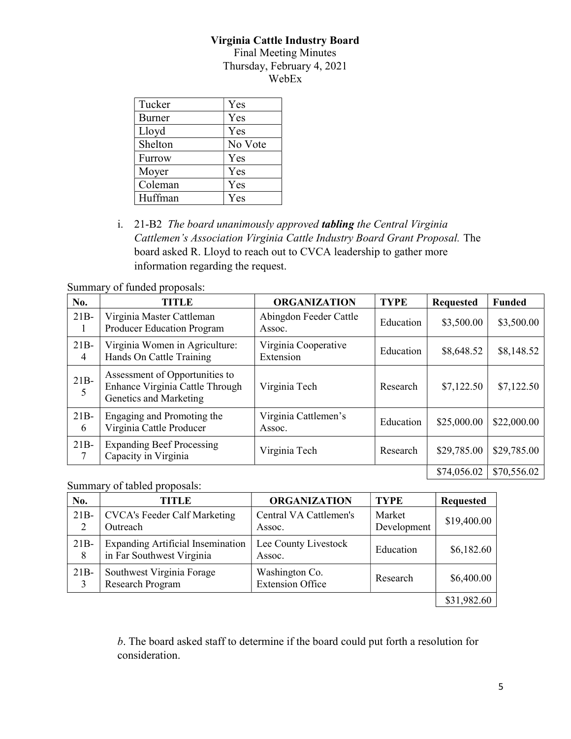**Virginia Cattle Industry Board**
Final Meeting Minutes
Thursday, February 4, 2021
WebEx

| | |
|---|---|
| Tucker | Yes |
| Burner | Yes |
| Lloyd | Yes |
| Shelton | No Vote |
| Furrow | Yes |
| Moyer | Yes |
| Coleman | Yes |
| Huffman | Yes |

i. 21-B2 *The board unanimously approved **tabling** the Central Virginia Cattlemen's Association Virginia Cattle Industry Board Grant Proposal.* The board asked R. Lloyd to reach out to CVCA leadership to gather more information regarding the request.

Summary of funded proposals:

| No. | TITLE | ORGANIZATION | TYPE | Requested | Funded |
|---|---|---|---|---|---|
| 21B-1 | Virginia Master Cattleman Producer Education Program | Abingdon Feeder Cattle Assoc. | Education | $3,500.00 | $3,500.00 |
| 21B-4 | Virginia Women in Agriculture: Hands On Cattle Training | Virginia Cooperative Extension | Education | $8,648.52 | $8,148.52 |
| 21B-5 | Assessment of Opportunities to Enhance Virginia Cattle Through Genetics and Marketing | Virginia Tech | Research | $7,122.50 | $7,122.50 |
| 21B-6 | Engaging and Promoting the Virginia Cattle Producer | Virginia Cattlemen's Assoc. | Education | $25,000.00 | $22,000.00 |
| 21B-7 | Expanding Beef Processing Capacity in Virginia | Virginia Tech | Research | $29,785.00 | $29,785.00 |
| | | | | $74,056.02 | $70,556.02 |

Summary of tabled proposals:

| No. | TITLE | ORGANIZATION | TYPE | Requested |
|---|---|---|---|---|
| 21B-2 | CVCA's Feeder Calf Marketing Outreach | Central VA Cattlemen's Assoc. | Market Development | $19,400.00 |
| 21B-8 | Expanding Artificial Insemination in Far Southwest Virginia | Lee County Livestock Assoc. | Education | $6,182.60 |
| 21B-3 | Southwest Virginia Forage Research Program | Washington Co. Extension Office | Research | $6,400.00 |
| | | | | $31,982.60 |

*b*. The board asked staff to determine if the board could put forth a resolution for consideration.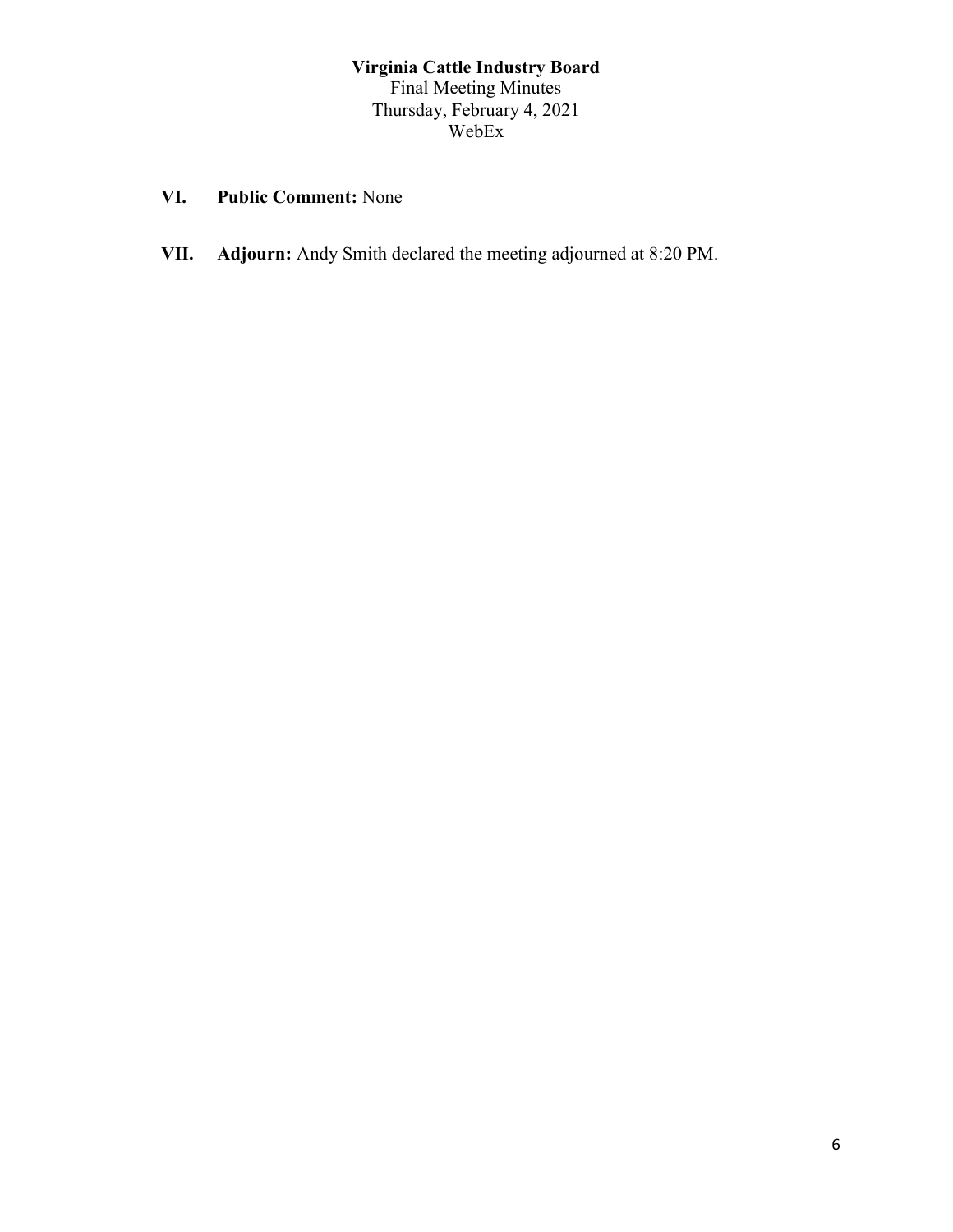**Virginia Cattle Industry Board**
Final Meeting Minutes
Thursday, February 4, 2021
WebEx

**VI. Public Comment:** None

**VII. Adjourn:** Andy Smith declared the meeting adjourned at 8:20 PM.